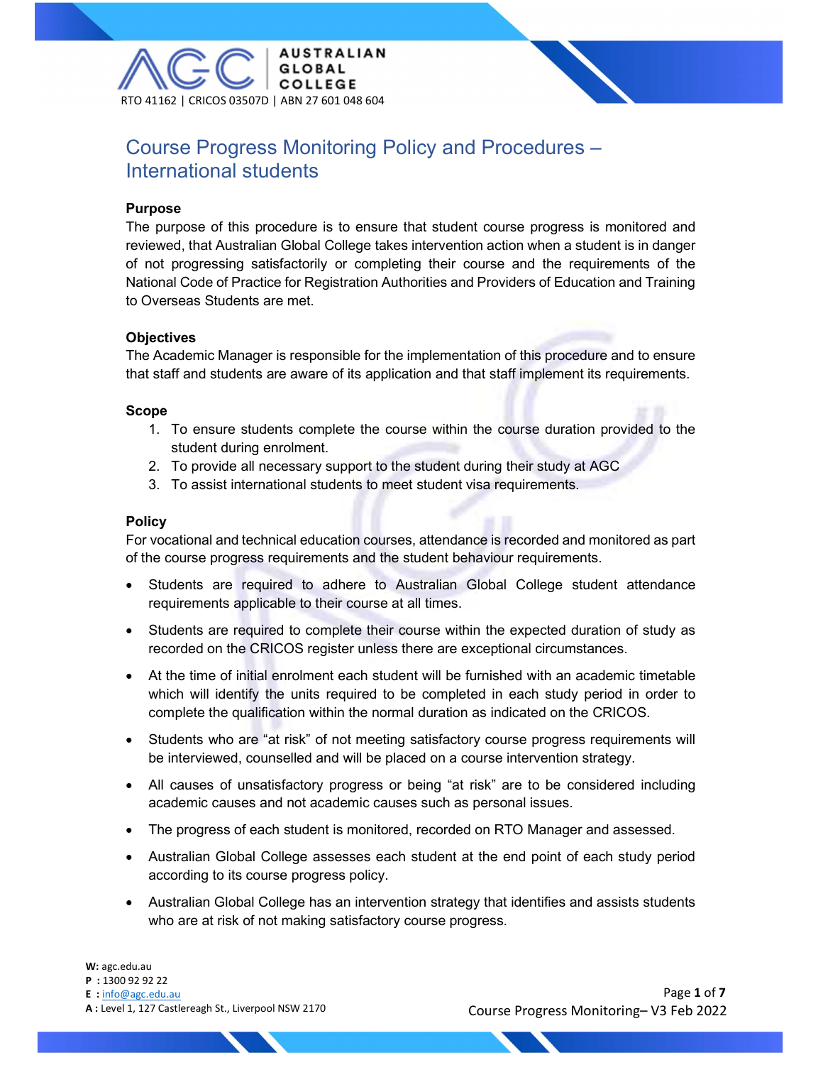AUSTRALIAN GLOBAL COLLEGE

RTO 41162 | CRICOS 03507D | ABN 27 601 048 604

# Course Progress Monitoring Policy and Procedures – International students

## Purpose

The purpose of this procedure is to ensure that student course progress is monitored and reviewed, that Australian Global College takes intervention action when a student is in danger of not progressing satisfactorily or completing their course and the requirements of the National Code of Practice for Registration Authorities and Providers of Education and Training to Overseas Students are met.

## Objectives

The Academic Manager is responsible for the implementation of this procedure and to ensure that staff and students are aware of its application and that staff implement its requirements.

## Scope

1. To ensure students complete the course within the course duration provided to the student during enrolment.
2. To provide all necessary support to the student during their study at AGC
3. To assist international students to meet student visa requirements.

## Policy

For vocational and technical education courses, attendance is recorded and monitored as part of the course progress requirements and the student behaviour requirements.

- Students are required to adhere to Australian Global College student attendance requirements applicable to their course at all times.
- Students are required to complete their course within the expected duration of study as recorded on the CRICOS register unless there are exceptional circumstances.
- At the time of initial enrolment each student will be furnished with an academic timetable which will identify the units required to be completed in each study period in order to complete the qualification within the normal duration as indicated on the CRICOS.
- Students who are "at risk" of not meeting satisfactory course progress requirements will be interviewed, counselled and will be placed on a course intervention strategy.
- All causes of unsatisfactory progress or being "at risk" are to be considered including academic causes and not academic causes such as personal issues.
- The progress of each student is monitored, recorded on RTO Manager and assessed.
- Australian Global College assesses each student at the end point of each study period according to its course progress policy.
- Australian Global College has an intervention strategy that identifies and assists students who are at risk of not making satisfactory course progress.

W: agc.edu.au
P : 1300 92 92 22
E : info@agc.edu.au
A : Level 1, 127 Castlereagh St., Liverpool NSW 2170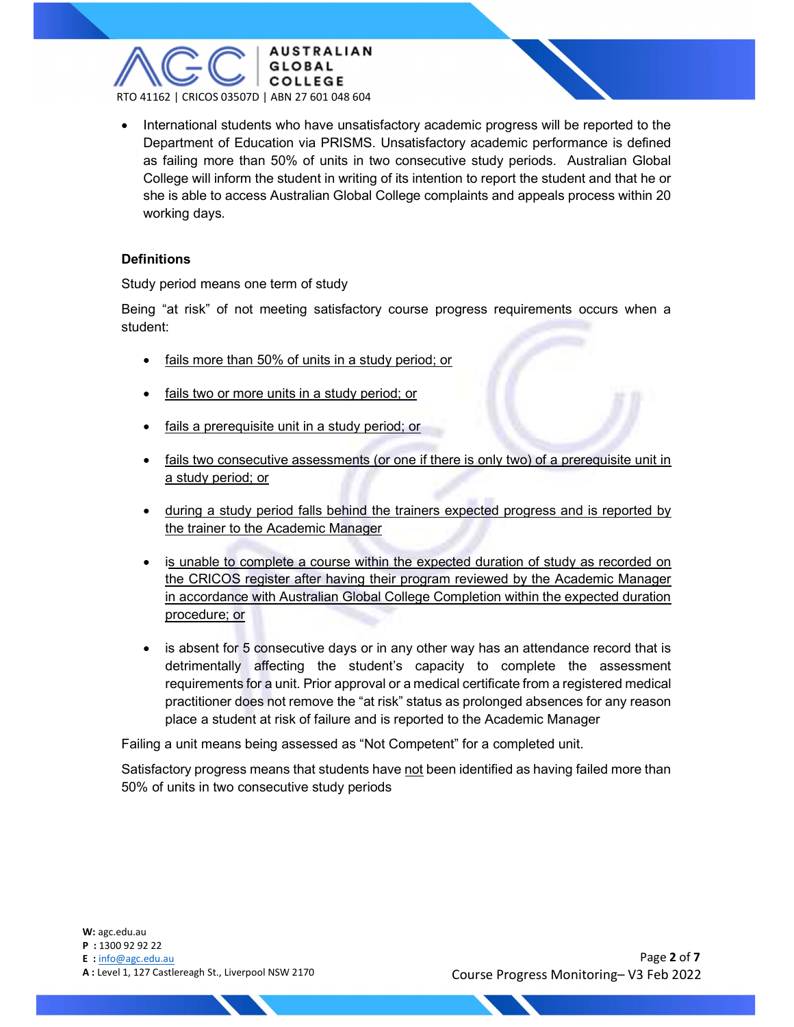- International students who have unsatisfactory academic progress will be reported to the Department of Education via PRISMS. Unsatisfactory academic performance is defined as failing more than 50% of units in two consecutive study periods. Australian Global College will inform the student in writing of its intention to report the student and that he or she is able to access Australian Global College complaints and appeals process within 20 working days.

**Definitions**

Study period means one term of study

Being "at risk" of not meeting satisfactory course progress requirements occurs when a student:

- <u>fails more than 50% of units in a study period; or</u>
- <u>fails two or more units in a study period; or</u>
- <u>fails a prerequisite unit in a study period; or</u>
- <u>fails two consecutive assessments (or one if there is only two) of a prerequisite unit in a study period; or</u>
- <u>during a study period falls behind the trainers expected progress and is reported by the trainer to the Academic Manager</u>
- <u>is unable to complete a course within the expected duration of study as recorded on the CRICOS register after having their program reviewed by the Academic Manager in accordance with Australian Global College Completion within the expected duration procedure; or</u>
- is absent for 5 consecutive days or in any other way has an attendance record that is detrimentally affecting the student's capacity to complete the assessment requirements for a unit. Prior approval or a medical certificate from a registered medical practitioner does not remove the "at risk" status as prolonged absences for any reason place a student at risk of failure and is reported to the Academic Manager

Failing a unit means being assessed as "Not Competent" for a completed unit.

Satisfactory progress means that students have <u>not</u> been identified as having failed more than 50% of units in two consecutive study periods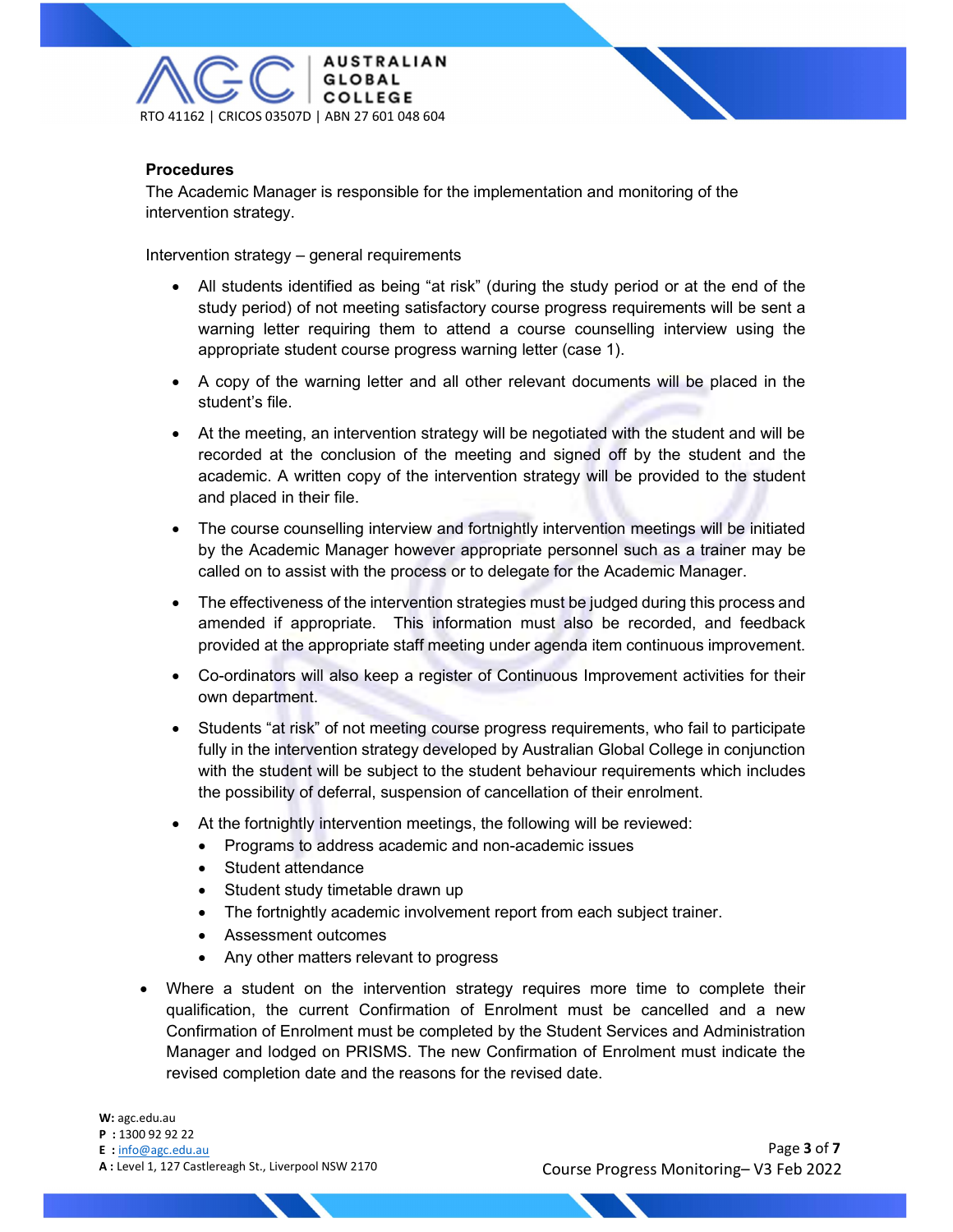**Procedures**

The Academic Manager is responsible for the implementation and monitoring of the intervention strategy.

Intervention strategy – general requirements

- All students identified as being "at risk" (during the study period or at the end of the study period) of not meeting satisfactory course progress requirements will be sent a warning letter requiring them to attend a course counselling interview using the appropriate student course progress warning letter (case 1).
- A copy of the warning letter and all other relevant documents will be placed in the student's file.
- At the meeting, an intervention strategy will be negotiated with the student and will be recorded at the conclusion of the meeting and signed off by the student and the academic. A written copy of the intervention strategy will be provided to the student and placed in their file.
- The course counselling interview and fortnightly intervention meetings will be initiated by the Academic Manager however appropriate personnel such as a trainer may be called on to assist with the process or to delegate for the Academic Manager.
- The effectiveness of the intervention strategies must be judged during this process and amended if appropriate. This information must also be recorded, and feedback provided at the appropriate staff meeting under agenda item continuous improvement.
- Co-ordinators will also keep a register of Continuous Improvement activities for their own department.
- Students "at risk" of not meeting course progress requirements, who fail to participate fully in the intervention strategy developed by Australian Global College in conjunction with the student will be subject to the student behaviour requirements which includes the possibility of deferral, suspension of cancellation of their enrolment.
- At the fortnightly intervention meetings, the following will be reviewed:
  - Programs to address academic and non-academic issues
  - Student attendance
  - Student study timetable drawn up
  - The fortnightly academic involvement report from each subject trainer.
  - Assessment outcomes
  - Any other matters relevant to progress

- Where a student on the intervention strategy requires more time to complete their qualification, the current Confirmation of Enrolment must be cancelled and a new Confirmation of Enrolment must be completed by the Student Services and Administration Manager and lodged on PRISMS. The new Confirmation of Enrolment must indicate the revised completion date and the reasons for the revised date.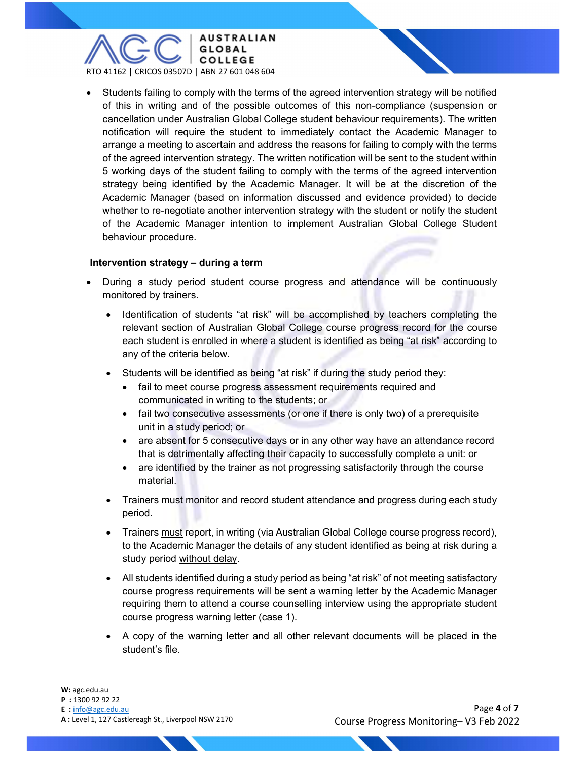- Students failing to comply with the terms of the agreed intervention strategy will be notified of this in writing and of the possible outcomes of this non-compliance (suspension or cancellation under Australian Global College student behaviour requirements). The written notification will require the student to immediately contact the Academic Manager to arrange a meeting to ascertain and address the reasons for failing to comply with the terms of the agreed intervention strategy. The written notification will be sent to the student within 5 working days of the student failing to comply with the terms of the agreed intervention strategy being identified by the Academic Manager. It will be at the discretion of the Academic Manager (based on information discussed and evidence provided) to decide whether to re-negotiate another intervention strategy with the student or notify the student of the Academic Manager intention to implement Australian Global College Student behaviour procedure.

**Intervention strategy – during a term**

- During a study period student course progress and attendance will be continuously monitored by trainers.
  - Identification of students "at risk" will be accomplished by teachers completing the relevant section of Australian Global College course progress record for the course each student is enrolled in where a student is identified as being "at risk" according to any of the criteria below.
  - Students will be identified as being "at risk" if during the study period they:
    - fail to meet course progress assessment requirements required and communicated in writing to the students; or
    - fail two consecutive assessments (or one if there is only two) of a prerequisite unit in a study period; or
    - are absent for 5 consecutive days or in any other way have an attendance record that is detrimentally affecting their capacity to successfully complete a unit: or
    - are identified by the trainer as not progressing satisfactorily through the course material.
  - Trainers must monitor and record student attendance and progress during each study period.
  - Trainers must report, in writing (via Australian Global College course progress record), to the Academic Manager the details of any student identified as being at risk during a study period without delay.
  - All students identified during a study period as being "at risk" of not meeting satisfactory course progress requirements will be sent a warning letter by the Academic Manager requiring them to attend a course counselling interview using the appropriate student course progress warning letter (case 1).
  - A copy of the warning letter and all other relevant documents will be placed in the student's file.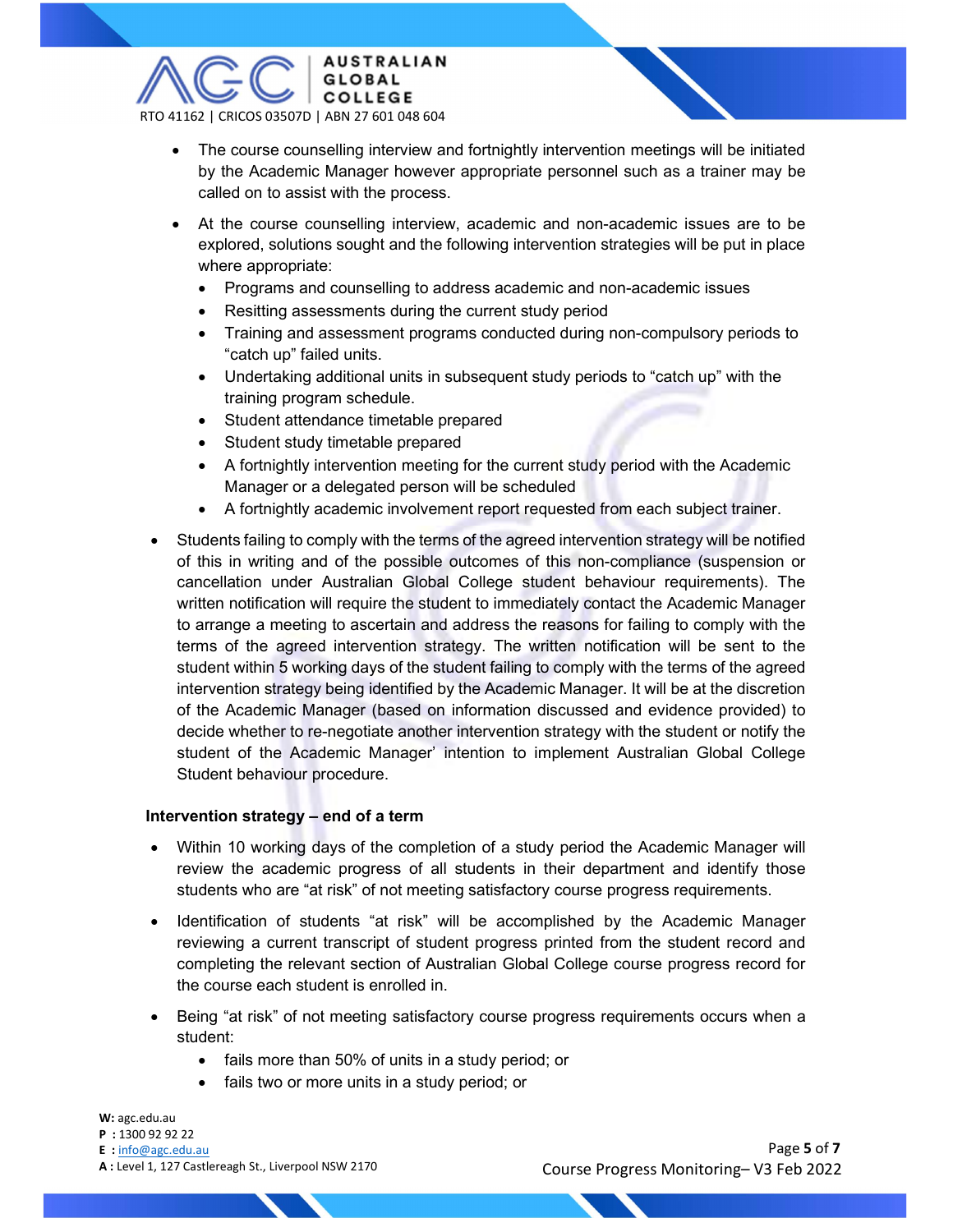- The course counselling interview and fortnightly intervention meetings will be initiated by the Academic Manager however appropriate personnel such as a trainer may be called on to assist with the process.
- At the course counselling interview, academic and non-academic issues are to be explored, solutions sought and the following intervention strategies will be put in place where appropriate:
  - Programs and counselling to address academic and non-academic issues
  - Resitting assessments during the current study period
  - Training and assessment programs conducted during non-compulsory periods to "catch up" failed units.
  - Undertaking additional units in subsequent study periods to "catch up" with the training program schedule.
  - Student attendance timetable prepared
  - Student study timetable prepared
  - A fortnightly intervention meeting for the current study period with the Academic Manager or a delegated person will be scheduled
  - A fortnightly academic involvement report requested from each subject trainer.
- Students failing to comply with the terms of the agreed intervention strategy will be notified of this in writing and of the possible outcomes of this non-compliance (suspension or cancellation under Australian Global College student behaviour requirements). The written notification will require the student to immediately contact the Academic Manager to arrange a meeting to ascertain and address the reasons for failing to comply with the terms of the agreed intervention strategy. The written notification will be sent to the student within 5 working days of the student failing to comply with the terms of the agreed intervention strategy being identified by the Academic Manager. It will be at the discretion of the Academic Manager (based on information discussed and evidence provided) to decide whether to re-negotiate another intervention strategy with the student or notify the student of the Academic Manager' intention to implement Australian Global College Student behaviour procedure.

**Intervention strategy – end of a term**

- Within 10 working days of the completion of a study period the Academic Manager will review the academic progress of all students in their department and identify those students who are "at risk" of not meeting satisfactory course progress requirements.
- Identification of students "at risk" will be accomplished by the Academic Manager reviewing a current transcript of student progress printed from the student record and completing the relevant section of Australian Global College course progress record for the course each student is enrolled in.
- Being "at risk" of not meeting satisfactory course progress requirements occurs when a student:
  - fails more than 50% of units in a study period; or
  - fails two or more units in a study period; or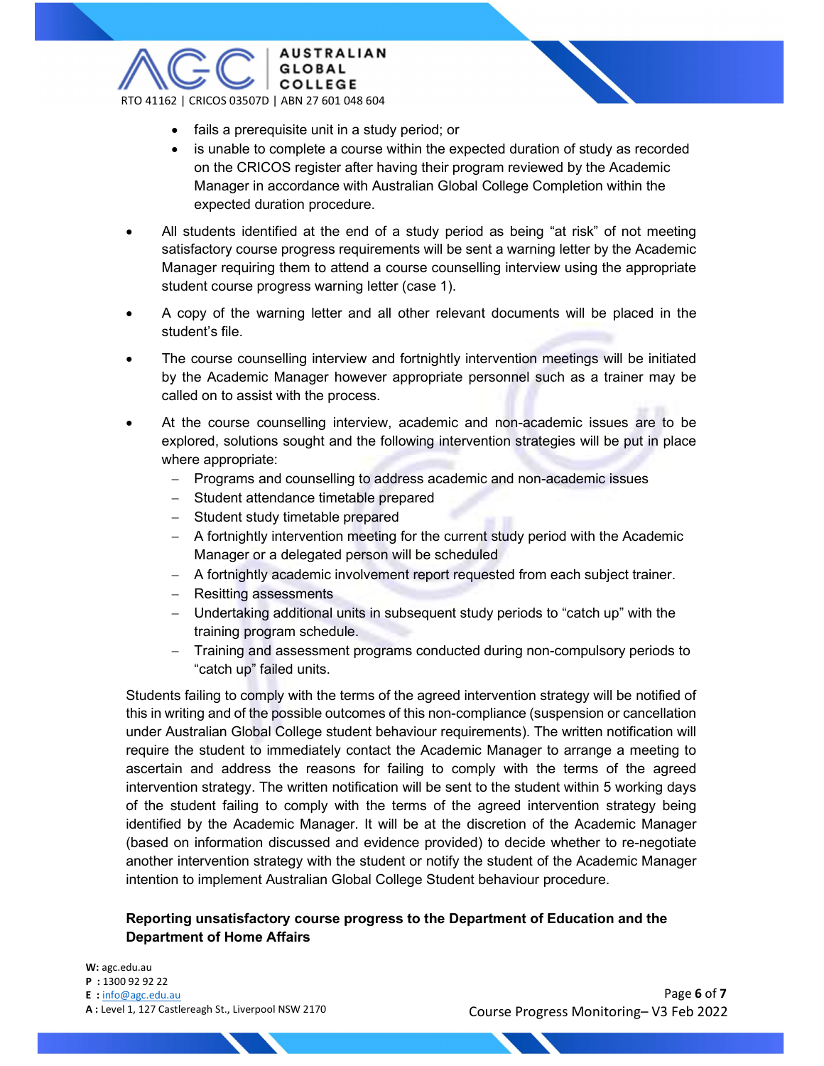- fails a prerequisite unit in a study period; or
   - is unable to complete a course within the expected duration of study as recorded on the CRICOS register after having their program reviewed by the Academic Manager in accordance with Australian Global College Completion within the expected duration procedure.

- All students identified at the end of a study period as being "at risk" of not meeting satisfactory course progress requirements will be sent a warning letter by the Academic Manager requiring them to attend a course counselling interview using the appropriate student course progress warning letter (case 1).

- A copy of the warning letter and all other relevant documents will be placed in the student's file.

- The course counselling interview and fortnightly intervention meetings will be initiated by the Academic Manager however appropriate personnel such as a trainer may be called on to assist with the process.

- At the course counselling interview, academic and non-academic issues are to be explored, solutions sought and the following intervention strategies will be put in place where appropriate:
   - Programs and counselling to address academic and non-academic issues
   - Student attendance timetable prepared
   - Student study timetable prepared
   - A fortnightly intervention meeting for the current study period with the Academic Manager or a delegated person will be scheduled
   - A fortnightly academic involvement report requested from each subject trainer.
   - Resitting assessments
   - Undertaking additional units in subsequent study periods to "catch up" with the training program schedule.
   - Training and assessment programs conducted during non-compulsory periods to "catch up" failed units.

Students failing to comply with the terms of the agreed intervention strategy will be notified of this in writing and of the possible outcomes of this non-compliance (suspension or cancellation under Australian Global College student behaviour requirements). The written notification will require the student to immediately contact the Academic Manager to arrange a meeting to ascertain and address the reasons for failing to comply with the terms of the agreed intervention strategy. The written notification will be sent to the student within 5 working days of the student failing to comply with the terms of the agreed intervention strategy being identified by the Academic Manager. It will be at the discretion of the Academic Manager (based on information discussed and evidence provided) to decide whether to re-negotiate another intervention strategy with the student or notify the student of the Academic Manager intention to implement Australian Global College Student behaviour procedure.

**Reporting unsatisfactory course progress to the Department of Education and the Department of Home Affairs**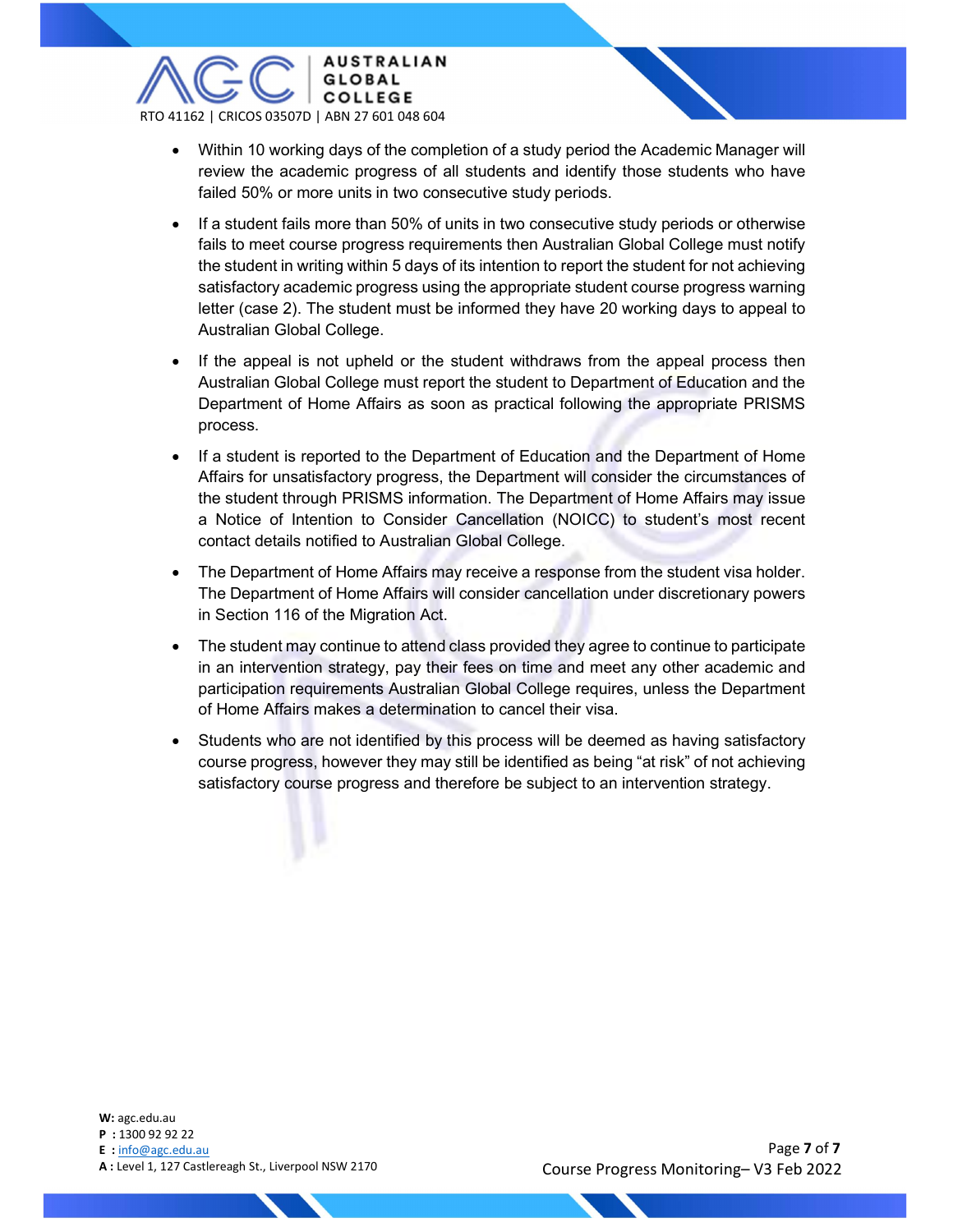- Within 10 working days of the completion of a study period the Academic Manager will review the academic progress of all students and identify those students who have failed 50% or more units in two consecutive study periods.
- If a student fails more than 50% of units in two consecutive study periods or otherwise fails to meet course progress requirements then Australian Global College must notify the student in writing within 5 days of its intention to report the student for not achieving satisfactory academic progress using the appropriate student course progress warning letter (case 2). The student must be informed they have 20 working days to appeal to Australian Global College.
- If the appeal is not upheld or the student withdraws from the appeal process then Australian Global College must report the student to Department of Education and the Department of Home Affairs as soon as practical following the appropriate PRISMS process.
- If a student is reported to the Department of Education and the Department of Home Affairs for unsatisfactory progress, the Department will consider the circumstances of the student through PRISMS information. The Department of Home Affairs may issue a Notice of Intention to Consider Cancellation (NOICC) to student's most recent contact details notified to Australian Global College.
- The Department of Home Affairs may receive a response from the student visa holder. The Department of Home Affairs will consider cancellation under discretionary powers in Section 116 of the Migration Act.
- The student may continue to attend class provided they agree to continue to participate in an intervention strategy, pay their fees on time and meet any other academic and participation requirements Australian Global College requires, unless the Department of Home Affairs makes a determination to cancel their visa.
- Students who are not identified by this process will be deemed as having satisfactory course progress, however they may still be identified as being "at risk" of not achieving satisfactory course progress and therefore be subject to an intervention strategy.